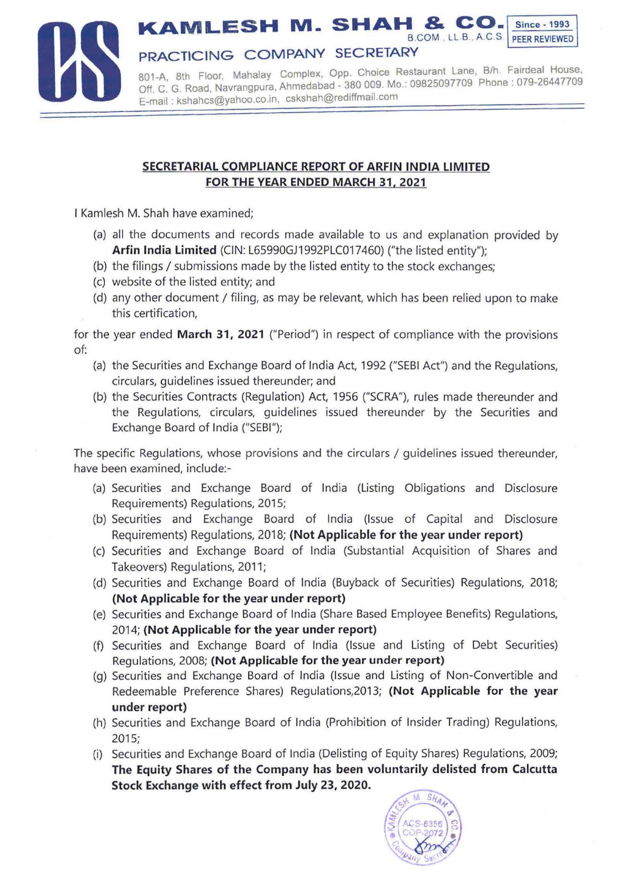**KAMLESH M. SHAH & CO.** B.COM., LL.B., A.C.S. Since - 1993 PEER REVIEWED

PRACTICING COMPANY SECRETARY

801-A, 8th Floor, Mahalay Complex, Opp. Choice Restaurant Lane, B/h. Fairdeal House, Off. C. G. Road, Navrangpura, Ahmedabad - 380 009. Mo.: 09825097709 Phone : 079-26447709
E-mail : kshahcs@yahoo.co.in, cskshah@rediffmail.com

## SECRETARIAL COMPLIANCE REPORT OF ARFIN INDIA LIMITED FOR THE YEAR ENDED MARCH 31, 2021

I Kamlesh M. Shah have examined;

(a) all the documents and records made available to us and explanation provided by **Arfin India Limited** (CIN: L65990GJ1992PLC017460) ("the listed entity");
(b) the filings / submissions made by the listed entity to the stock exchanges;
(c) website of the listed entity; and
(d) any other document / filing, as may be relevant, which has been relied upon to make this certification,

for the year ended **March 31, 2021** ("Period") in respect of compliance with the provisions of:

(a) the Securities and Exchange Board of India Act, 1992 ("SEBI Act") and the Regulations, circulars, guidelines issued thereunder; and
(b) the Securities Contracts (Regulation) Act, 1956 ("SCRA"), rules made thereunder and the Regulations, circulars, guidelines issued thereunder by the Securities and Exchange Board of India ("SEBI");

The specific Regulations, whose provisions and the circulars / guidelines issued thereunder, have been examined, include:-

(a) Securities and Exchange Board of India (Listing Obligations and Disclosure Requirements) Regulations, 2015;
(b) Securities and Exchange Board of India (Issue of Capital and Disclosure Requirements) Regulations, 2018; **(Not Applicable for the year under report)**
(c) Securities and Exchange Board of India (Substantial Acquisition of Shares and Takeovers) Regulations, 2011;
(d) Securities and Exchange Board of India (Buyback of Securities) Regulations, 2018; **(Not Applicable for the year under report)**
(e) Securities and Exchange Board of India (Share Based Employee Benefits) Regulations, 2014; **(Not Applicable for the year under report)**
(f) Securities and Exchange Board of India (Issue and Listing of Debt Securities) Regulations, 2008; **(Not Applicable for the year under report)**
(g) Securities and Exchange Board of India (Issue and Listing of Non-Convertible and Redeemable Preference Shares) Regulations,2013; **(Not Applicable for the year under report)**
(h) Securities and Exchange Board of India (Prohibition of Insider Trading) Regulations, 2015;
(i) Securities and Exchange Board of India (Delisting of Equity Shares) Regulations, 2009; **The Equity Shares of the Company has been voluntarily delisted from Calcutta Stock Exchange with effect from July 23, 2020.**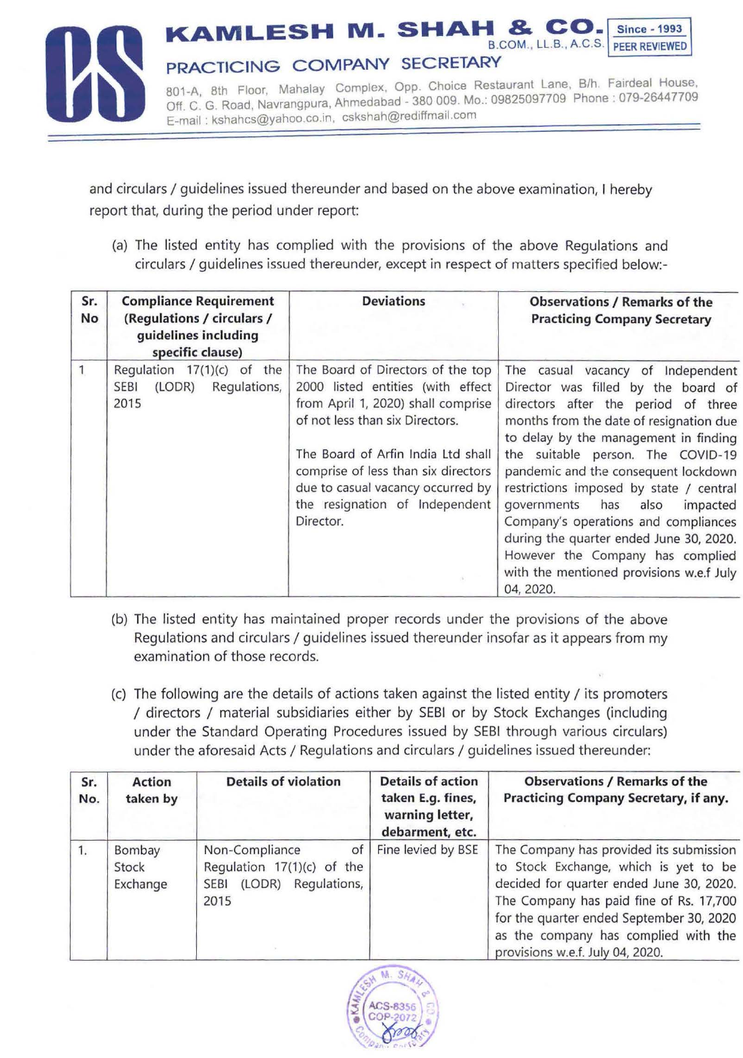and circulars / guidelines issued thereunder and based on the above examination, I hereby report that, during the period under report:

(a) The listed entity has complied with the provisions of the above Regulations and circulars / guidelines issued thereunder, except in respect of matters specified below:-

| Sr. No | Compliance Requirement (Regulations / circulars / guidelines including specific clause) | Deviations | Observations / Remarks of the Practicing Company Secretary |
|---|---|---|---|
| 1 | Regulation 17(1)(c) of the SEBI (LODR) Regulations, 2015 | The Board of Directors of the top 2000 listed entities (with effect from April 1, 2020) shall comprise of not less than six Directors.<br><br>The Board of Arfin India Ltd shall comprise of less than six directors due to casual vacancy occurred by the resignation of Independent Director. | The casual vacancy of Independent Director was filled by the board of directors after the period of three months from the date of resignation due to delay by the management in finding the suitable person. The COVID-19 pandemic and the consequent lockdown restrictions imposed by state / central governments has also impacted Company's operations and compliances during the quarter ended June 30, 2020. However the Company has complied with the mentioned provisions w.e.f July 04, 2020. |

(b) The listed entity has maintained proper records under the provisions of the above Regulations and circulars / guidelines issued thereunder insofar as it appears from my examination of those records.

(c) The following are the details of actions taken against the listed entity / its promoters / directors / material subsidiaries either by SEBI or by Stock Exchanges (including under the Standard Operating Procedures issued by SEBI through various circulars) under the aforesaid Acts / Regulations and circulars / guidelines issued thereunder:

| Sr. No. | Action taken by | Details of violation | Details of action taken E.g. fines, warning letter, debarment, etc. | Observations / Remarks of the Practicing Company Secretary, if any. |
|---|---|---|---|---|
| 1. | Bombay Stock Exchange | Non-Compliance of Regulation 17(1)(c) of the SEBI (LODR) Regulations, 2015 | Fine levied by BSE | The Company has provided its submission to Stock Exchange, which is yet to be decided for quarter ended June 30, 2020. The Company has paid fine of Rs. 17,700 for the quarter ended September 30, 2020 as the company has complied with the provisions w.e.f. July 04, 2020. |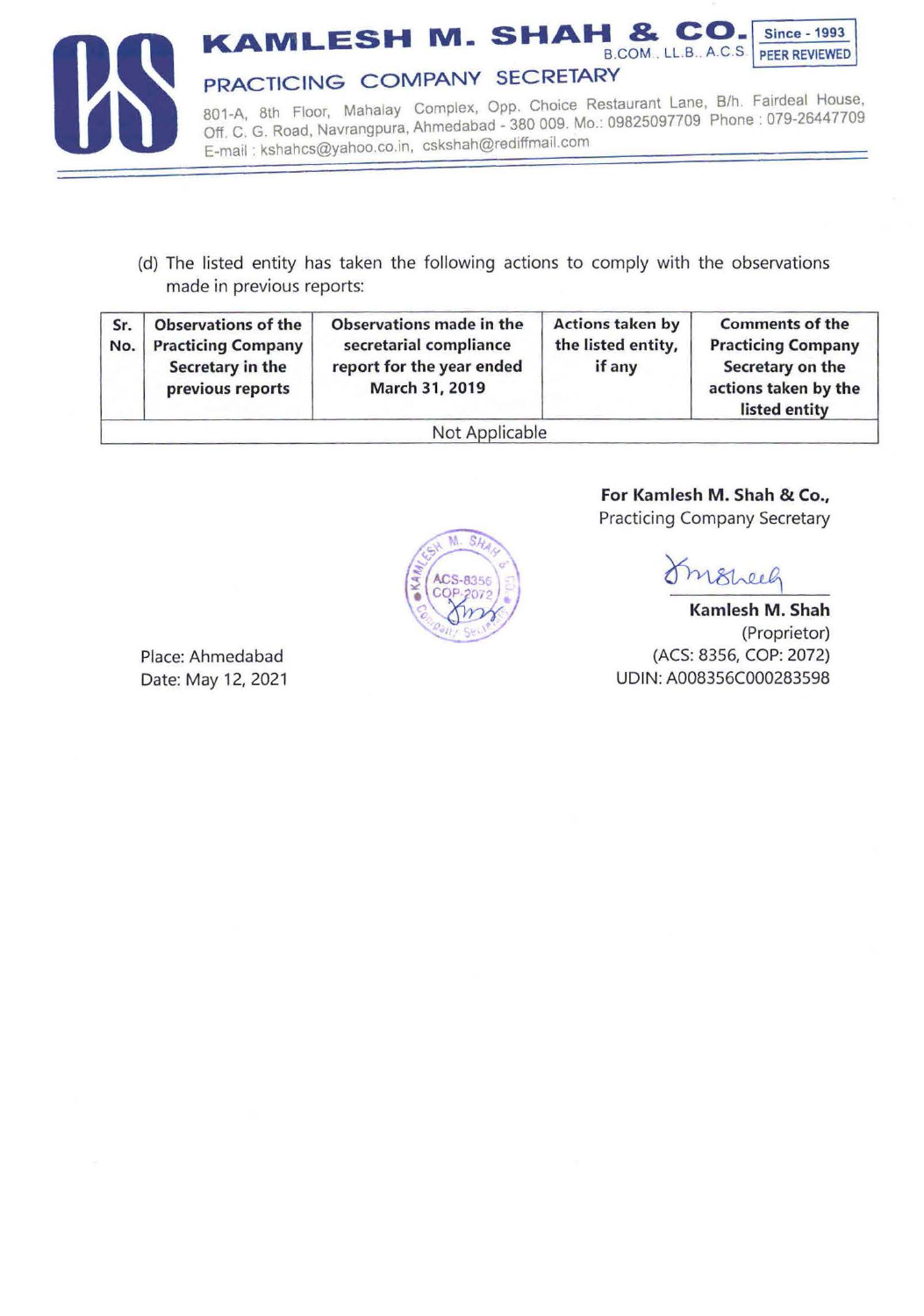# KAMLESH M. SHAH & CO.

B.COM., LL.B., A.C.S

Since - 1993
PEER REVIEWED

## PRACTICING COMPANY SECRETARY

801-A, 8th Floor, Mahalay Complex, Opp. Choice Restaurant Lane, B/h. Fairdeal House, Off. C. G. Road, Navrangpura, Ahmedabad - 380 009. Mo.: 09825097709 Phone : 079-26447709
E-mail : kshahcs@yahoo.co.in, cskshah@rediffmail.com

(d) The listed entity has taken the following actions to comply with the observations made in previous reports:

| Sr. No. | Observations of the Practicing Company Secretary in the previous reports | Observations made in the secretarial compliance report for the year ended March 31, 2019 | Actions taken by the listed entity, if any | Comments of the Practicing Company Secretary on the actions taken by the listed entity |
|---|---|---|---|---|
| Not Applicable | | | | |

**For Kamlesh M. Shah & Co.,**
Practicing Company Secretary

**Kamlesh M. Shah**
(Proprietor)
(ACS: 8356, COP: 2072)
UDIN: A008356C000283598

Place: Ahmedabad
Date: May 12, 2021